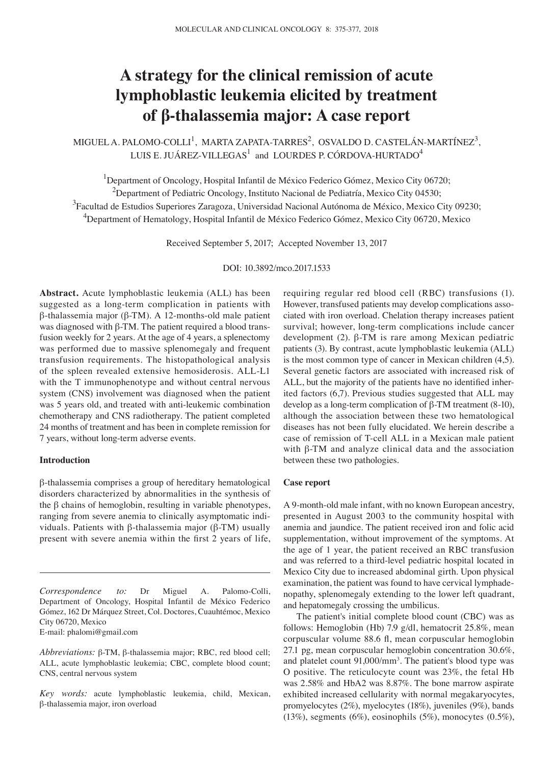# A strategy for the clinical remission of acute lymphoblastic leukemia elicited by treatment of β-thalassemia major: A case report

MIGUEL A. PALOMO-COLLI[1], MARTA ZAPATA-TARRES[2], OSVALDO D. CASTELÁN-MARTÍNEZ[3], LUIS E. JUÁREZ-VILLEGAS[1] and LOURDES P. CÓRDOVA-HURTADO[4]

[1]Department of Oncology, Hospital Infantil de México Federico Gómez, Mexico City 06720; [2]Department of Pediatric Oncology, Instituto Nacional de Pediatría, Mexico City 04530; [3]Facultad de Estudios Superiores Zaragoza, Universidad Nacional Autónoma de México, Mexico City 09230; [4]Department of Hematology, Hospital Infantil de México Federico Gómez, Mexico City 06720, Mexico

Received September 5, 2017; Accepted November 13, 2017

DOI: 10.3892/mco.2017.1533

**Abstract.** Acute lymphoblastic leukemia (ALL) has been suggested as a long-term complication in patients with β-thalassemia major (β-TM). A 12-months-old male patient was diagnosed with β-TM. The patient required a blood transfusion weekly for 2 years. At the age of 4 years, a splenectomy was performed due to massive splenomegaly and frequent transfusion requirements. The histopathological analysis of the spleen revealed extensive hemosiderosis. ALL-L1 with the T immunophenotype and without central nervous system (CNS) involvement was diagnosed when the patient was 5 years old, and treated with anti-leukemic combination chemotherapy and CNS radiotherapy. The patient completed 24 months of treatment and has been in complete remission for 7 years, without long-term adverse events.

## Introduction

β-thalassemia comprises a group of hereditary hematological disorders characterized by abnormalities in the synthesis of the β chains of hemoglobin, resulting in variable phenotypes, ranging from severe anemia to clinically asymptomatic individuals. Patients with β-thalassemia major (β-TM) usually present with severe anemia within the first 2 years of life, requiring regular red blood cell (RBC) transfusions (1). However, transfused patients may develop complications associated with iron overload. Chelation therapy increases patient survival; however, long-term complications include cancer development (2). β-TM is rare among Mexican pediatric patients (3). By contrast, acute lymphoblastic leukemia (ALL) is the most common type of cancer in Mexican children (4,5). Several genetic factors are associated with increased risk of ALL, but the majority of the patients have no identified inherited factors (6,7). Previous studies suggested that ALL may develop as a long-term complication of β-TM treatment (8-10), although the association between these two hematological diseases has not been fully elucidated. We herein describe a case of remission of T-cell ALL in a Mexican male patient with β-TM and analyze clinical data and the association between these two pathologies.

## Case report

A 9-month-old male infant, with no known European ancestry, presented in August 2003 to the community hospital with anemia and jaundice. The patient received iron and folic acid supplementation, without improvement of the symptoms. At the age of 1 year, the patient received an RBC transfusion and was referred to a third-level pediatric hospital located in Mexico City due to increased abdominal girth. Upon physical examination, the patient was found to have cervical lymphadenopathy, splenomegaly extending to the lower left quadrant, and hepatomegaly crossing the umbilicus.

The patient's initial complete blood count (CBC) was as follows: Hemoglobin (Hb) 7.9 g/dl, hematocrit 25.8%, mean corpuscular volume 88.6 fl, mean corpuscular hemoglobin 27.1 pg, mean corpuscular hemoglobin concentration 30.6%, and platelet count 91,000/mm$^3$. The patient's blood type was O positive. The reticulocyte count was 23%, the fetal Hb was 2.58% and HbA2 was 8.87%. The bone marrow aspirate exhibited increased cellularity with normal megakaryocytes, promyelocytes (2%), myelocytes (18%), juveniles (9%), bands (13%), segments (6%), eosinophils (5%), monocytes (0.5%),

*Correspondence to:* Dr Miguel A. Palomo-Colli, Department of Oncology, Hospital Infantil de México Federico Gómez, 162 Dr Márquez Street, Col. Doctores, Cuauhtémoc, Mexico City 06720, Mexico
E-mail: phalomi@gmail.com

*Abbreviations:* β-TM, β-thalassemia major; RBC, red blood cell; ALL, acute lymphoblastic leukemia; CBC, complete blood count; CNS, central nervous system

*Key words:* acute lymphoblastic leukemia, child, Mexican, β-thalassemia major, iron overload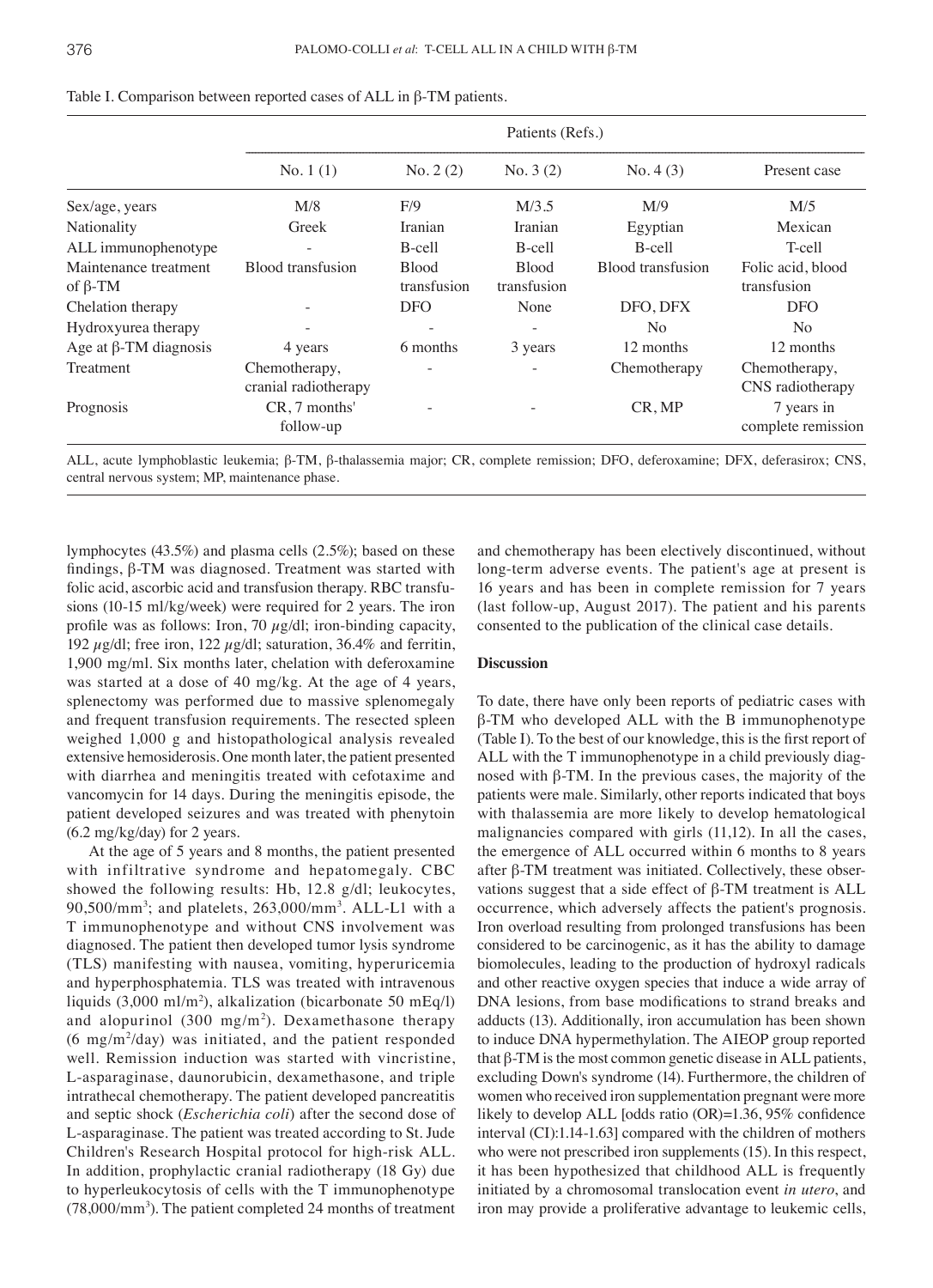Table I. Comparison between reported cases of ALL in β-TM patients.

| | Patients (Refs.) | | | | |
|---|---|---|---|---|---|
| | No. 1 (1) | No. 2 (2) | No. 3 (2) | No. 4 (3) | Present case |
| Sex/age, years | M/8 | F/9 | M/3.5 | M/9 | M/5 |
| Nationality | Greek | Iranian | Iranian | Egyptian | Mexican |
| ALL immunophenotype | - | B-cell | B-cell | B-cell | T-cell |
| Maintenance treatment of β-TM | Blood transfusion | Blood transfusion | Blood transfusion | Blood transfusion | Folic acid, blood transfusion |
| Chelation therapy | - | DFO | None | DFO, DFX | DFO |
| Hydroxyurea therapy | - | - | - | No | No |
| Age at β-TM diagnosis | 4 years | 6 months | 3 years | 12 months | 12 months |
| Treatment | Chemotherapy, cranial radiotherapy | - | - | Chemotherapy | Chemotherapy, CNS radiotherapy |
| Prognosis | CR, 7 months' follow-up | - | - | CR, MP | 7 years in complete remission |

ALL, acute lymphoblastic leukemia; β-TM, β-thalassemia major; CR, complete remission; DFO, deferoxamine; DFX, deferasirox; CNS, central nervous system; MP, maintenance phase.

lymphocytes (43.5%) and plasma cells (2.5%); based on these findings, β-TM was diagnosed. Treatment was started with folic acid, ascorbic acid and transfusion therapy. RBC transfusions (10-15 ml/kg/week) were required for 2 years. The iron profile was as follows: Iron, 70 $\mu$g/dl; iron-binding capacity, 192 $\mu$g/dl; free iron, 122 $\mu$g/dl; saturation, 36.4% and ferritin, 1,900 mg/ml. Six months later, chelation with deferoxamine was started at a dose of 40 mg/kg. At the age of 4 years, splenectomy was performed due to massive splenomegaly and frequent transfusion requirements. The resected spleen weighed 1,000 g and histopathological analysis revealed extensive hemosiderosis. One month later, the patient presented with diarrhea and meningitis treated with cefotaxime and vancomycin for 14 days. During the meningitis episode, the patient developed seizures and was treated with phenytoin (6.2 mg/kg/day) for 2 years.

At the age of 5 years and 8 months, the patient presented with infiltrative syndrome and hepatomegaly. CBC showed the following results: Hb, 12.8 g/dl; leukocytes, 90,500/mm$^3$; and platelets, 263,000/mm$^3$. ALL-L1 with a T immunophenotype and without CNS involvement was diagnosed. The patient then developed tumor lysis syndrome (TLS) manifesting with nausea, vomiting, hyperuricemia and hyperphosphatemia. TLS was treated with intravenous liquids (3,000 ml/m$^2$), alkalization (bicarbonate 50 mEq/l) and alopurinol (300 mg/m$^2$). Dexamethasone therapy (6 mg/m$^2$/day) was initiated, and the patient responded well. Remission induction was started with vincristine, L-asparaginase, daunorubicin, dexamethasone, and triple intrathecal chemotherapy. The patient developed pancreatitis and septic shock (*Escherichia coli*) after the second dose of L-asparaginase. The patient was treated according to St. Jude Children's Research Hospital protocol for high-risk ALL. In addition, prophylactic cranial radiotherapy (18 Gy) due to hyperleukocytosis of cells with the T immunophenotype (78,000/mm$^3$). The patient completed 24 months of treatment and chemotherapy has been electively discontinued, without long-term adverse events. The patient's age at present is 16 years and has been in complete remission for 7 years (last follow-up, August 2017). The patient and his parents consented to the publication of the clinical case details.

## Discussion

To date, there have only been reports of pediatric cases with β-TM who developed ALL with the B immunophenotype (Table I). To the best of our knowledge, this is the first report of ALL with the T immunophenotype in a child previously diagnosed with β-TM. In the previous cases, the majority of the patients were male. Similarly, other reports indicated that boys with thalassemia are more likely to develop hematological malignancies compared with girls (11,12). In all the cases, the emergence of ALL occurred within 6 months to 8 years after β-TM treatment was initiated. Collectively, these observations suggest that a side effect of β-TM treatment is ALL occurrence, which adversely affects the patient's prognosis. Iron overload resulting from prolonged transfusions has been considered to be carcinogenic, as it has the ability to damage biomolecules, leading to the production of hydroxyl radicals and other reactive oxygen species that induce a wide array of DNA lesions, from base modifications to strand breaks and adducts (13). Additionally, iron accumulation has been shown to induce DNA hypermethylation. The AIEOP group reported that β-TM is the most common genetic disease in ALL patients, excluding Down's syndrome (14). Furthermore, the children of women who received iron supplementation pregnant were more likely to develop ALL [odds ratio (OR)=1.36, 95% confidence interval (CI):1.14-1.63] compared with the children of mothers who were not prescribed iron supplements (15). In this respect, it has been hypothesized that childhood ALL is frequently initiated by a chromosomal translocation event *in utero*, and iron may provide a proliferative advantage to leukemic cells,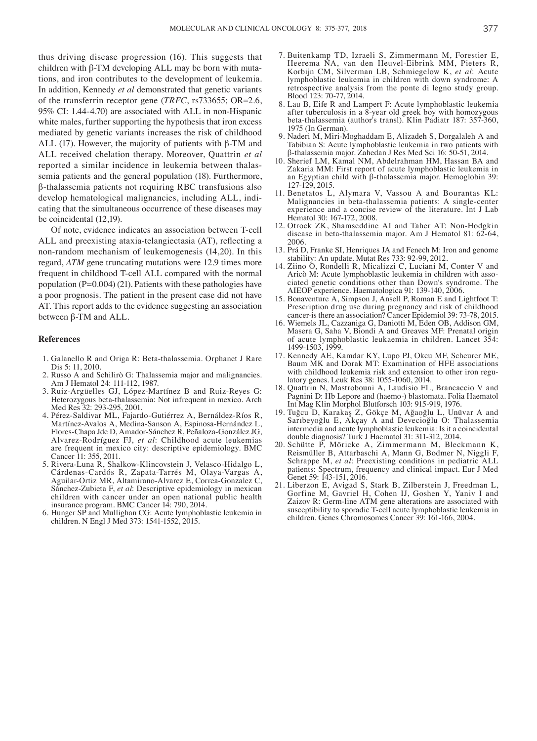thus driving disease progression (16). This suggests that children with β-TM developing ALL may be born with mutations, and iron contributes to the development of leukemia. In addition, Kennedy *et al* demonstrated that genetic variants of the transferrin receptor gene (*TRFC*, rs733655; OR=2.6, 95% CI: 1.44-4.70) are associated with ALL in non-Hispanic white males, further supporting the hypothesis that iron excess mediated by genetic variants increases the risk of childhood ALL (17). However, the majority of patients with β-TM and ALL received chelation therapy. Moreover, Quattrin *et al* reported a similar incidence in leukemia between thalassemia patients and the general population (18). Furthermore, β-thalassemia patients not requiring RBC transfusions also develop hematological malignancies, including ALL, indicating that the simultaneous occurrence of these diseases may be coincidental (12,19).

Of note, evidence indicates an association between T-cell ALL and preexisting ataxia-telangiectasia (AT), reflecting a non-random mechanism of leukemogenesis (14,20). In this regard, *ATM* gene truncating mutations were 12.9 times more frequent in childhood T-cell ALL compared with the normal population (P=0.004) (21). Patients with these pathologies have a poor prognosis. The patient in the present case did not have AT. This report adds to the evidence suggesting an association between β-TM and ALL.

## References

1. Galanello R and Origa R: Beta-thalassemia. Orphanet J Rare Dis 5: 11, 2010.
2. Russo A and Schilirò G: Thalassemia major and malignancies. Am J Hematol 24: 111-112, 1987.
3. Ruiz-Argüelles GJ, López-Martínez B and Ruiz-Reyes G: Heterozygous beta-thalassemia: Not infrequent in mexico. Arch Med Res 32: 293-295, 2001.
4. Pérez-Saldivar ML, Fajardo-Gutiérrez A, Bernáldez-Ríos R, Martínez-Avalos A, Medina-Sanson A, Espinosa-Hernández L, Flores-Chapa Jde D, Amador-Sánchez R, Peñaloza-González JG, Alvarez-Rodríguez FJ, *et al*: Childhood acute leukemias are frequent in mexico city: descriptive epidemiology. BMC Cancer 11: 355, 2011.
5. Rivera-Luna R, Shalkow-Klincovstein J, Velasco-Hidalgo L, Cárdenas-Cardós R, Zapata-Tarrés M, Olaya-Vargas A, Aguilar-Ortiz MR, Altamirano-Alvarez E, Correa-Gonzalez C, Sánchez-Zubieta F, *et al*: Descriptive epidemiology in mexican children with cancer under an open national public health insurance program. BMC Cancer 14: 790, 2014.
6. Hunger SP and Mullighan CG: Acute lymphoblastic leukemia in children. N Engl J Med 373: 1541-1552, 2015.
7. Buitenkamp TD, Izraeli S, Zimmermann M, Forestier E, Heerema NA, van den Heuvel-Eibrink MM, Pieters R, Korbijn CM, Silverman LB, Schmiegelow K, *et al*: Acute lymphoblastic leukemia in children with down syndrome: A retrospective analysis from the ponte di legno study group. Blood 123: 70-77, 2014.
8. Lau B, Eife R and Lampert F: Acute lymphoblastic leukemia after tuberculosis in a 8-year old greek boy with homozygous beta-thalassemia (author's transl). Klin Padiatr 187: 357-360, 1975 (In German).
9. Naderi M, Miri-Moghaddam E, Alizadeh S, Dorgalaleh A and Tabibian S: Acute lymphoblastic leukemia in two patients with β-thalassemia major. Zahedan J Res Med Sci 16: 50-51, 2014.
10. Sherief LM, Kamal NM, Abdelrahman HM, Hassan BA and Zakaria MM: First report of acute lymphoblastic leukemia in an Egyptian child with β-thalassemia major. Hemoglobin 39: 127-129, 2015.
11. Benetatos L, Alymara V, Vassou A and Bourantas KL: Malignancies in beta-thalassemia patients: A single-center experience and a concise review of the literature. Int J Lab Hematol 30: 167-172, 2008.
12. Otrock ZK, Shamseddine AI and Taher AT: Non-Hodgkin disease in beta-thalassemia major. Am J Hematol 81: 62-64, 2006.
13. Prá D, Franke SI, Henriques JA and Fenech M: Iron and genome stability: An update. Mutat Res 733: 92-99, 2012.
14. Ziino O, Rondelli R, Micalizzi C, Luciani M, Conter V and Aricò M: Acute lymphoblastic leukemia in children with associated genetic conditions other than Down's syndrome. The AIEOP experience. Haematologica 91: 139-140, 2006.
15. Bonaventure A, Simpson J, Ansell P, Roman E and Lightfoot T: Prescription drug use during pregnancy and risk of childhood cancer-is there an association? Cancer Epidemiol 39: 73-78, 2015.
16. Wiemels JL, Cazzaniga G, Daniotti M, Eden OB, Addison GM, Masera G, Saha V, Biondi A and Greaves MF: Prenatal origin of acute lymphoblastic leukaemia in children. Lancet 354: 1499-1503, 1999.
17. Kennedy AE, Kamdar KY, Lupo PJ, Okcu MF, Scheurer ME, Baum MK and Dorak MT: Examination of HFE associations with childhood leukemia risk and extension to other iron regulatory genes. Leuk Res 38: 1055-1060, 2014.
18. Quattrin N, Mastrobouni A, Laudisio FL, Brancaccio V and Pagnini D: Hb Lepore and (haemo-) blastomata. Folia Haematol Int Mag Klin Morphol Blutforsch 103: 915-919, 1976.
19. Tuğcu D, Karakaş Z, Gökçe M, Ağaoğlu L, Unüvar A and Sarıbeyoğlu E, Akçay A and Devecioğlu O: Thalassemia intermedia and acute lymphoblastic leukemia: Is it a coincidental double diagnosis? Turk J Haematol 31: 311-312, 2014.
20. Schütte P, Möricke A, Zimmermann M, Bleckmann K, Reismüller B, Attarbaschi A, Mann G, Bodmer N, Niggli F, Schrappe M, *et al*: Preexisting conditions in pediatric ALL patients: Spectrum, frequency and clinical impact. Eur J Med Genet 59: 143-151, 2016.
21. Liberzon E, Avigad S, Stark B, Zilberstein J, Freedman L, Gorfine M, Gavriel H, Cohen IJ, Goshen Y, Yaniv I and Zaizov R: Germ-line ATM gene alterations are associated with susceptibility to sporadic T-cell acute lymphoblastic leukemia in children. Genes Chromosomes Cancer 39: 161-166, 2004.